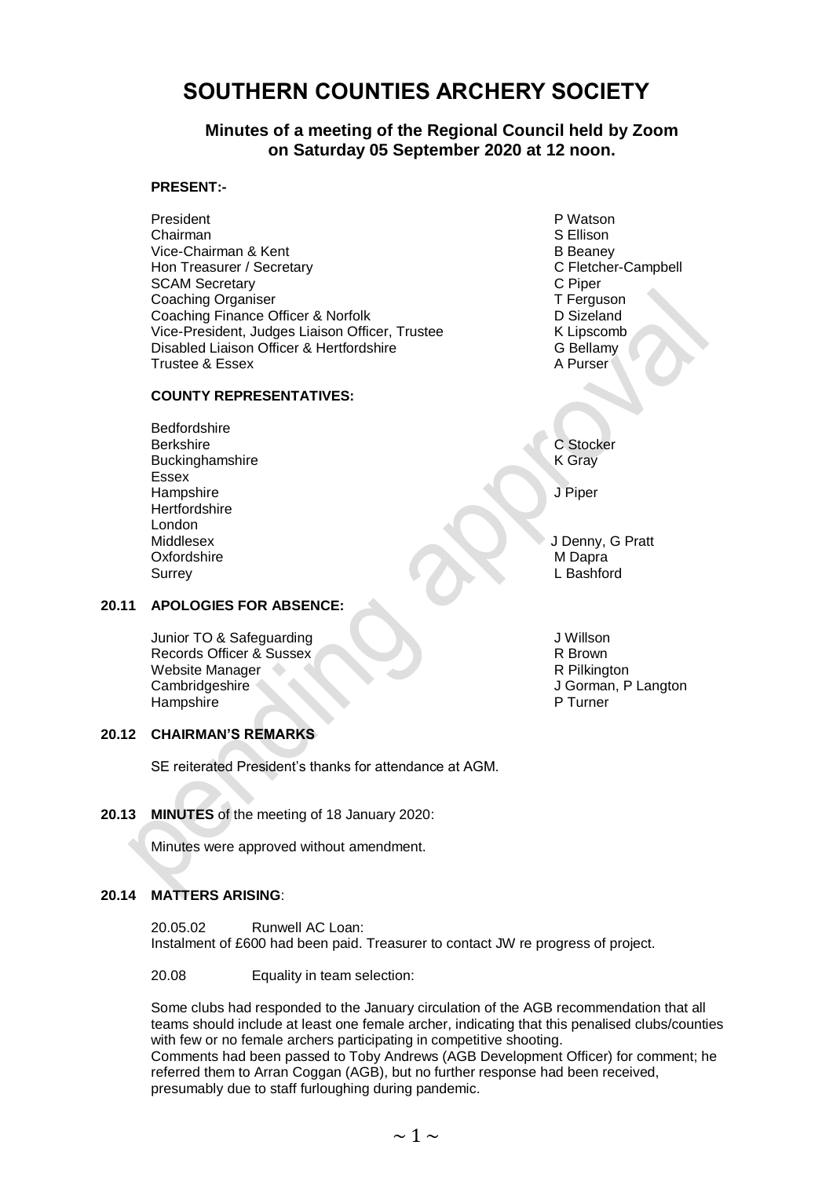# SOUTHERN COUNTIES ARCHERY SOCIETY

## Minutes of a meeting of the Regional Council held by Zoom on Saturday 05 September 2020 at 12 noon.

**PRESENT:-**

| | |
|---|---|
| President | P Watson |
| Chairman | S Ellison |
| Vice-Chairman & Kent | B Beaney |
| Hon Treasurer / Secretary | C Fletcher-Campbell |
| SCAM Secretary | C Piper |
| Coaching Organiser | T Ferguson |
| Coaching Finance Officer & Norfolk | D Sizeland |
| Vice-President, Judges Liaison Officer, Trustee | K Lipscomb |
| Disabled Liaison Officer & Hertfordshire | G Bellamy |
| Trustee & Essex | A Purser |

**COUNTY REPRESENTATIVES:**

| | |
|---|---|
| Bedfordshire | |
| Berkshire | C Stocker |
| Buckinghamshire | K Gray |
| Essex | |
| Hampshire | J Piper |
| Hertfordshire | |
| London | |
| Middlesex | J Denny, G Pratt |
| Oxfordshire | M Dapra |
| Surrey | L Bashford |

**20.11 APOLOGIES FOR ABSENCE:**

| | |
|---|---|
| Junior TO & Safeguarding | J Willson |
| Records Officer & Sussex | R Brown |
| Website Manager | R Pilkington |
| Cambridgeshire | J Gorman, P Langton |
| Hampshire | P Turner |

**20.12 CHAIRMAN'S REMARKS**

SE reiterated President's thanks for attendance at AGM.

**20.13 MINUTES** of the meeting of 18 January 2020:

Minutes were approved without amendment.

**20.14 MATTERS ARISING**:

20.05.02 Runwell AC Loan:
Instalment of £600 had been paid. Treasurer to contact JW re progress of project.

20.08 Equality in team selection:

Some clubs had responded to the January circulation of the AGB recommendation that all teams should include at least one female archer, indicating that this penalised clubs/counties with few or no female archers participating in competitive shooting.
Comments had been passed to Toby Andrews (AGB Development Officer) for comment; he referred them to Arran Coggan (AGB), but no further response had been received, presumably due to staff furloughing during pandemic.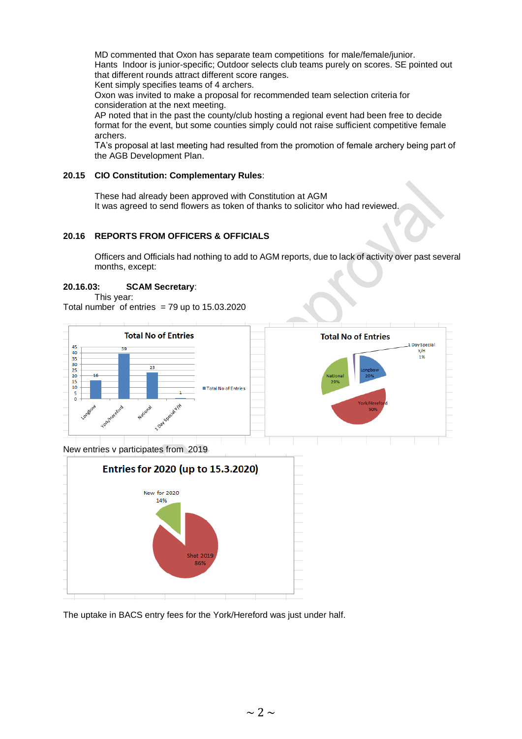MD commented that Oxon has separate team competitions for male/female/junior.
Hants Indoor is junior-specific; Outdoor selects club teams purely on scores. SE pointed out that different rounds attract different score ranges.
Kent simply specifies teams of 4 archers.
Oxon was invited to make a proposal for recommended team selection criteria for consideration at the next meeting.
AP noted that in the past the county/club hosting a regional event had been free to decide format for the event, but some counties simply could not raise sufficient competitive female archers.
TA's proposal at last meeting had resulted from the promotion of female archery being part of the AGB Development Plan.

**20.15 CIO Constitution: Complementary Rules**:

These had already been approved with Constitution at AGM
It was agreed to send flowers as token of thanks to solicitor who had reviewed.

**20.16 REPORTS FROM OFFICERS & OFFICIALS**

Officers and Officials had nothing to add to AGM reports, due to lack of activity over past several months, except:

**20.16.03: SCAM Secretary**:
This year:
Total number of entries = 79 up to 15.03.2020

**Total No of Entries**

| | Total No of Entries |
|---|---|
| Longbow | 16 |
| York/Hereford | 39 |
| National | 23 |
| 1 Day Special Y/H | 1 |

**Total No of Entries**

| | % |
|---|---|
| Longbow | 20% |
| York/Hereford | 50% |
| National | 29% |
| 1 Day Special Y/H | 1% |

New entries v participates from 2019

**Entries for 2020 (up to 15.3.2020)**

| | % |
|---|---|
| New for 2020 | 14% |
| Shot 2019 | 86% |

The uptake in BACS entry fees for the York/Hereford was just under half.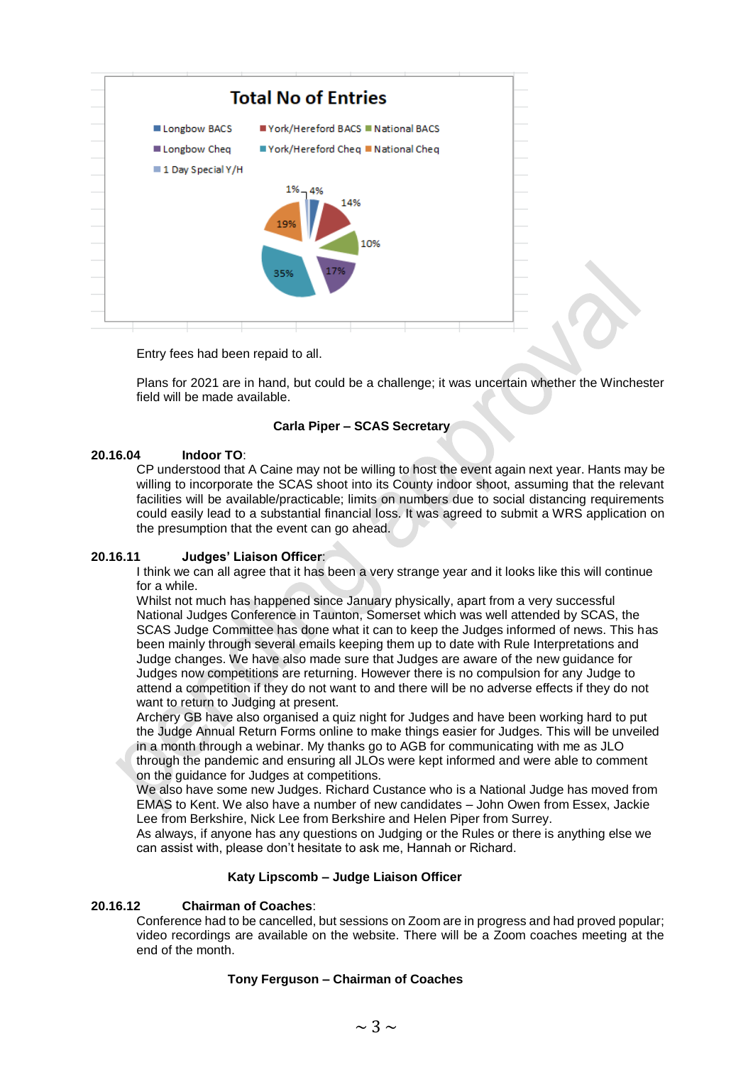**Total No of Entries**

| Category | % |
|---|---|
| Longbow BACS | 4% |
| York/Hereford BACS | 14% |
| National BACS | 10% |
| Longbow Cheq | 17% |
| York/Hereford Cheq | 35% |
| National Cheq | 19% |
| 1 Day Special Y/H | 1% |

Entry fees had been repaid to all.

Plans for 2021 are in hand, but could be a challenge; it was uncertain whether the Winchester field will be made available.

**Carla Piper – SCAS Secretary**

**20.16.04 Indoor TO**:

CP understood that A Caine may not be willing to host the event again next year. Hants may be willing to incorporate the SCAS shoot into its County indoor shoot, assuming that the relevant facilities will be available/practicable; limits on numbers due to social distancing requirements could easily lead to a substantial financial loss. It was agreed to submit a WRS application on the presumption that the event can go ahead.

**20.16.11 Judges' Liaison Officer**:

I think we can all agree that it has been a very strange year and it looks like this will continue for a while.

Whilst not much has happened since January physically, apart from a very successful National Judges Conference in Taunton, Somerset which was well attended by SCAS, the SCAS Judge Committee has done what it can to keep the Judges informed of news. This has been mainly through several emails keeping them up to date with Rule Interpretations and Judge changes. We have also made sure that Judges are aware of the new guidance for Judges now competitions are returning. However there is no compulsion for any Judge to attend a competition if they do not want to and there will be no adverse effects if they do not want to return to Judging at present.

Archery GB have also organised a quiz night for Judges and have been working hard to put the Judge Annual Return Forms online to make things easier for Judges. This will be unveiled in a month through a webinar. My thanks go to AGB for communicating with me as JLO through the pandemic and ensuring all JLOs were kept informed and were able to comment on the guidance for Judges at competitions.

We also have some new Judges. Richard Custance who is a National Judge has moved from EMAS to Kent. We also have a number of new candidates – John Owen from Essex, Jackie Lee from Berkshire, Nick Lee from Berkshire and Helen Piper from Surrey.

As always, if anyone has any questions on Judging or the Rules or there is anything else we can assist with, please don't hesitate to ask me, Hannah or Richard.

**Katy Lipscomb – Judge Liaison Officer**

**20.16.12 Chairman of Coaches**:

Conference had to be cancelled, but sessions on Zoom are in progress and had proved popular; video recordings are available on the website. There will be a Zoom coaches meeting at the end of the month.

**Tony Ferguson – Chairman of Coaches**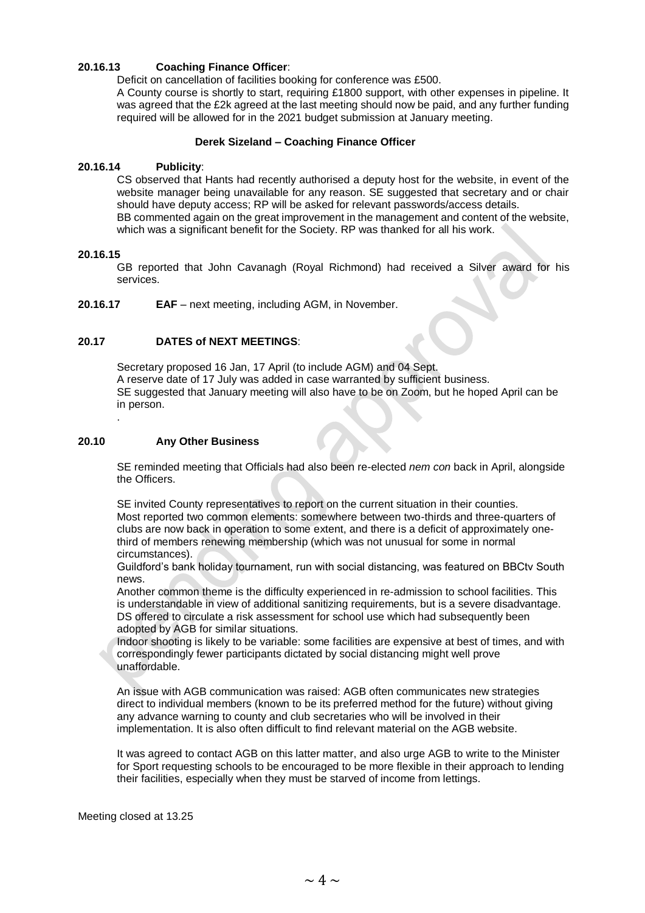**20.16.13 Coaching Finance Officer**:

Deficit on cancellation of facilities booking for conference was £500.

A County course is shortly to start, requiring £1800 support, with other expenses in pipeline. It was agreed that the £2k agreed at the last meeting should now be paid, and any further funding required will be allowed for in the 2021 budget submission at January meeting.

**Derek Sizeland – Coaching Finance Officer**

**20.16.14 Publicity**:

CS observed that Hants had recently authorised a deputy host for the website, in event of the website manager being unavailable for any reason. SE suggested that secretary and or chair should have deputy access; RP will be asked for relevant passwords/access details.

BB commented again on the great improvement in the management and content of the website, which was a significant benefit for the Society. RP was thanked for all his work.

**20.16.15**

GB reported that John Cavanagh (Royal Richmond) had received a Silver award for his services.

**20.16.17 EAF** – next meeting, including AGM, in November.

**20.17 DATES of NEXT MEETINGS**:

Secretary proposed 16 Jan, 17 April (to include AGM) and 04 Sept.

A reserve date of 17 July was added in case warranted by sufficient business.

SE suggested that January meeting will also have to be on Zoom, but he hoped April can be in person.

.

**20.10 Any Other Business**

SE reminded meeting that Officials had also been re-elected *nem con* back in April, alongside the Officers.

SE invited County representatives to report on the current situation in their counties.

Most reported two common elements: somewhere between two-thirds and three-quarters of clubs are now back in operation to some extent, and there is a deficit of approximately one-third of members renewing membership (which was not unusual for some in normal circumstances).

Guildford's bank holiday tournament, run with social distancing, was featured on BBCtv South news.

Another common theme is the difficulty experienced in re-admission to school facilities. This is understandable in view of additional sanitizing requirements, but is a severe disadvantage. DS offered to circulate a risk assessment for school use which had subsequently been adopted by AGB for similar situations.

Indoor shooting is likely to be variable: some facilities are expensive at best of times, and with correspondingly fewer participants dictated by social distancing might well prove unaffordable.

An issue with AGB communication was raised: AGB often communicates new strategies direct to individual members (known to be its preferred method for the future) without giving any advance warning to county and club secretaries who will be involved in their implementation. It is also often difficult to find relevant material on the AGB website.

It was agreed to contact AGB on this latter matter, and also urge AGB to write to the Minister for Sport requesting schools to be encouraged to be more flexible in their approach to lending their facilities, especially when they must be starved of income from lettings.

Meeting closed at 13.25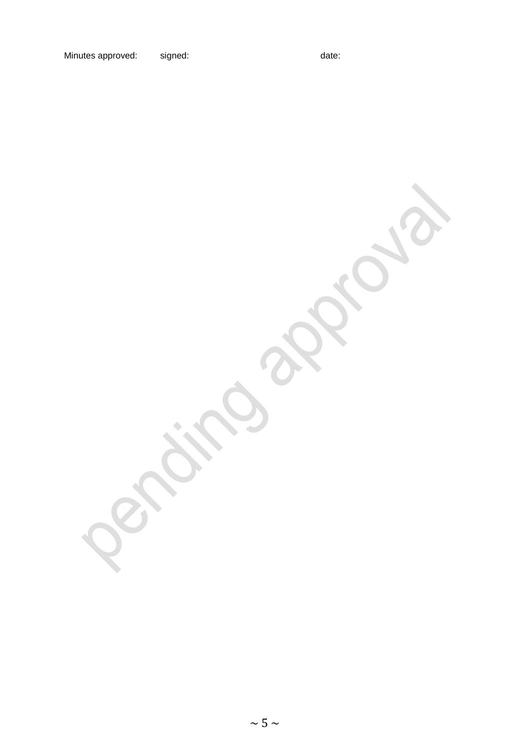Minutes approved: signed: date:

pending approval